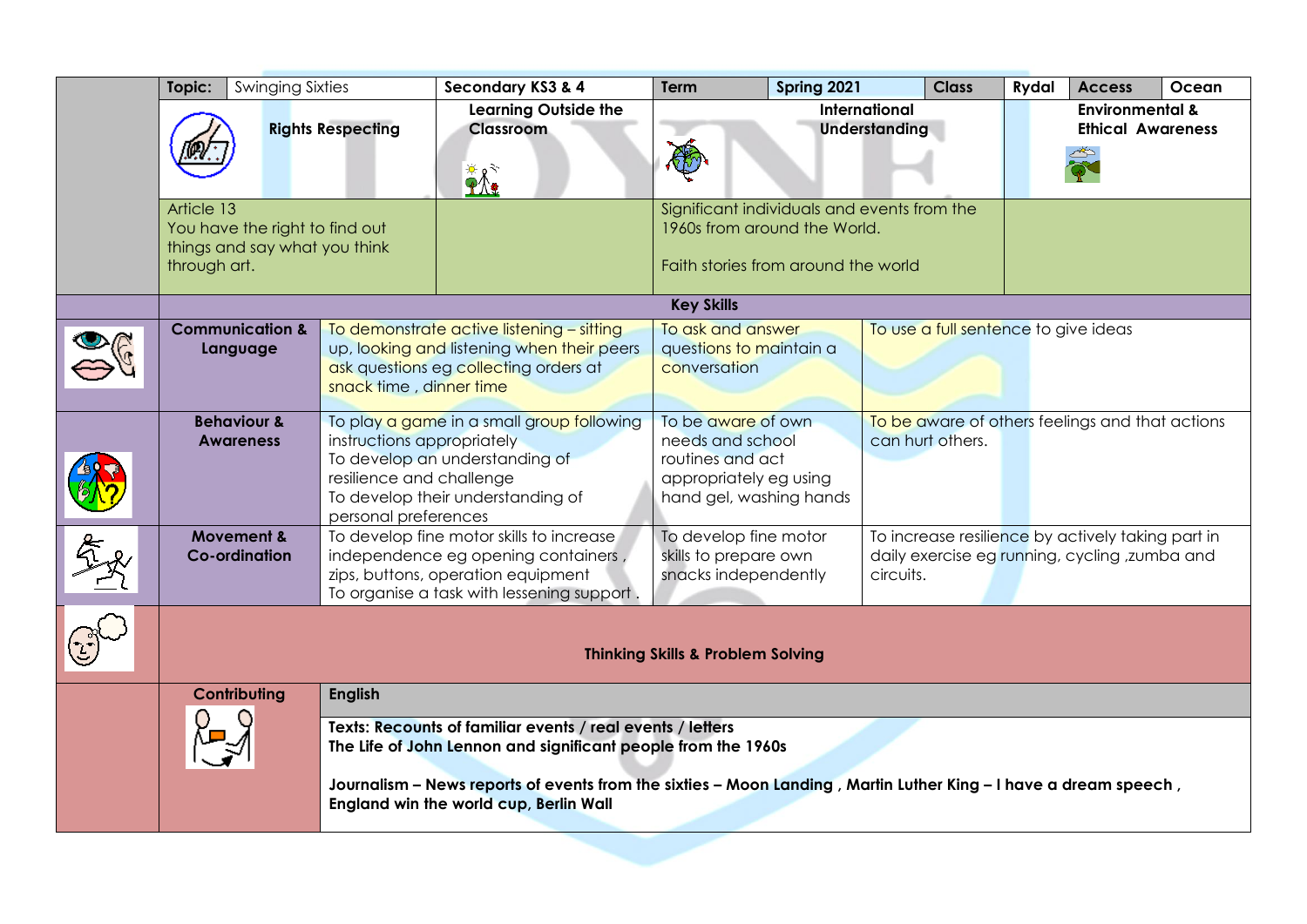| Topic: | Swinging Sixties | Secondary KS3 & 4 | Term | Spring 2021 | Class | Rydal | Access | Ocean |
|---|---|---|---|---|---|---|---|---|
| **Rights Respecting** | | **Learning Outside the Classroom** | **International Understanding** | | | **Environmental & Ethical Awareness** | | |
| Article 13<br>You have the right to find out things and say what you think through art. | | | Significant individuals and events from the 1960s from around the World.<br><br>Faith stories from around the world | | | | | |

**Key Skills**

| | | | |
|---|---|---|---|
| **Communication & Language** | To demonstrate active listening – sitting up, looking and listening when their peers ask questions eg collecting orders at snack time , dinner time | To ask and answer questions to maintain a conversation | To use a full sentence to give ideas |
| **Behaviour & Awareness** | To play a game in a small group following instructions appropriately<br>To develop an understanding of resilience and challenge<br>To develop their understanding of personal preferences | To be aware of own needs and school routines and act appropriately eg using hand gel, washing hands | To be aware of others feelings and that actions can hurt others. |
| **Movement & Co-ordination** | To develop fine motor skills to increase independence eg opening containers , zips, buttons, operation equipment<br>To organise a task with lessening support . | To develop fine motor skills to prepare own snacks independently | To increase resilience by actively taking part in daily exercise eg running, cycling ,zumba and circuits. |

**Thinking Skills & Problem Solving**

| Contributing | English |
|---|---|
| | **Texts: Recounts of familiar events / real events / letters**<br>**The Life of John Lennon and significant people from the 1960s**<br><br>**Journalism – News reports of events from the sixties – Moon Landing , Martin Luther King – I have a dream speech , England win the world cup, Berlin Wall** |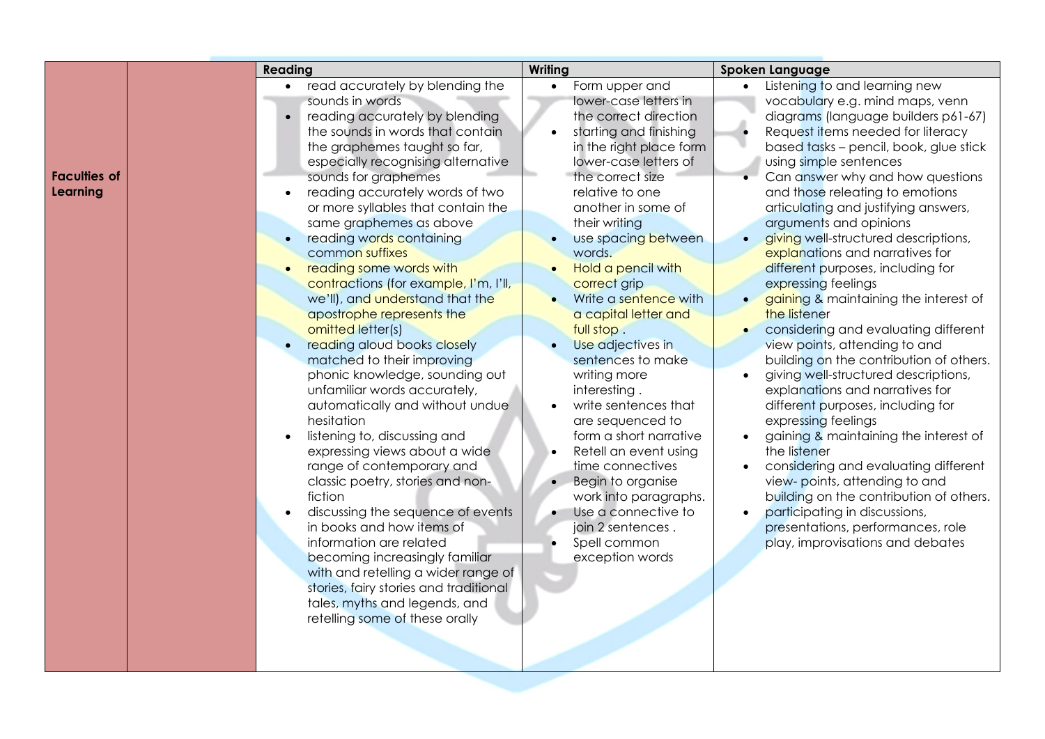| | | Reading | Writing | Spoken Language |
|---|---|---|---|---|
| **Faculties of Learning** | | • read accurately by blending the sounds in words<br>• reading accurately by blending the sounds in words that contain the graphemes taught so far, especially recognising alternative sounds for graphemes<br>• reading accurately words of two or more syllables that contain the same graphemes as above<br>• reading words containing common suffixes<br>• reading some words with contractions (for example, I'm, I'll, we'll), and understand that the apostrophe represents the omitted letter(s)<br>• reading aloud books closely matched to their improving phonic knowledge, sounding out unfamiliar words accurately, automatically and without undue hesitation<br>• listening to, discussing and expressing views about a wide range of contemporary and classic poetry, stories and non-fiction<br>• discussing the sequence of events in books and how items of information are related becoming increasingly familiar with and retelling a wider range of stories, fairy stories and traditional tales, myths and legends, and retelling some of these orally | • Form upper and lower-case letters in the correct direction<br>• starting and finishing in the right place form lower-case letters of the correct size relative to one another in some of their writing<br>• use spacing between words.<br>• Hold a pencil with correct grip<br>• Write a sentence with a capital letter and full stop .<br>• Use adjectives in sentences to make writing more interesting .<br>• write sentences that are sequenced to form a short narrative<br>• Retell an event using time connectives<br>• Begin to organise work into paragraphs.<br>• Use a connective to join 2 sentences .<br>• Spell common exception words | • Listening to and learning new vocabulary e.g. mind maps, venn diagrams (language builders p61-67)<br>• Request items needed for literacy based tasks – pencil, book, glue stick using simple sentences<br>• Can answer why and how questions and those releating to emotions articulating and justifying answers, arguments and opinions<br>• giving well-structured descriptions, explanations and narratives for different purposes, including for expressing feelings<br>• gaining & maintaining the interest of the listener<br>• considering and evaluating different view points, attending to and building on the contribution of others.<br>• giving well-structured descriptions, explanations and narratives for different purposes, including for expressing feelings<br>• gaining & maintaining the interest of the listener<br>• considering and evaluating different view- points, attending to and building on the contribution of others.<br>• participating in discussions, presentations, performances, role play, improvisations and debates |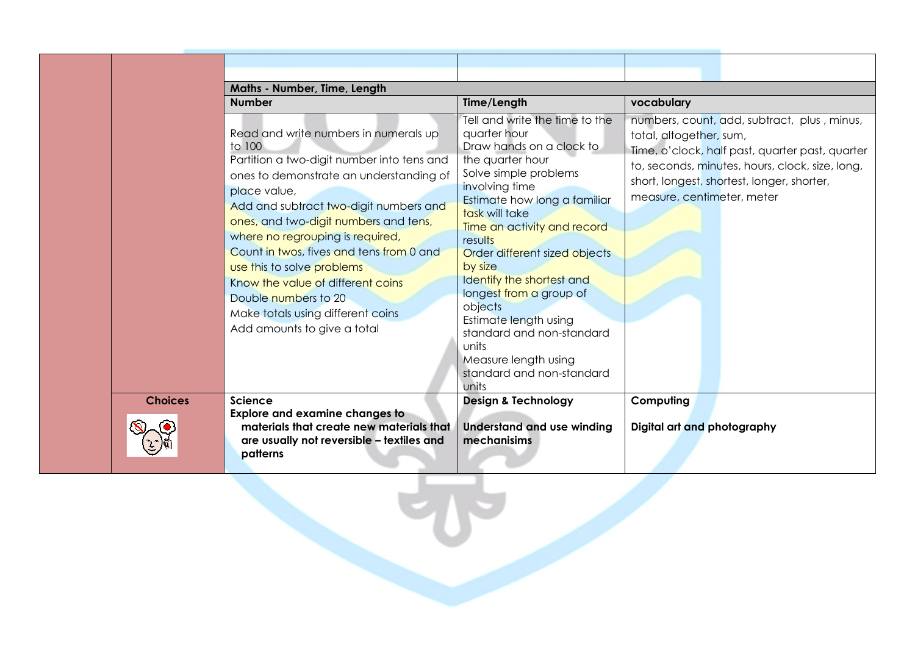| | | | | |
|---|---|---|---|---|
| | | | | |
| | | **Maths - Number, Time, Length** | | |
| | | **Number** | **Time/Length** | **vocabulary** |
| | | Read and write numbers in numerals up to 100<br>Partition a two-digit number into tens and ones to demonstrate an understanding of place value,<br>Add and subtract two-digit numbers and ones, and two-digit numbers and tens, where no regrouping is required,<br>Count in twos, fives and tens from 0 and use this to solve problems<br>Know the value of different coins<br>Double numbers to 20<br>Make totals using different coins<br>Add amounts to give a total | Tell and write the time to the quarter hour<br>Draw hands on a clock to the quarter hour<br>Solve simple problems involving time<br>Estimate how long a familiar task will take<br>Time an activity and record results<br>Order different sized objects by size<br>Identify the shortest and longest from a group of objects<br>Estimate length using standard and non-standard units<br>Measure length using standard and non-standard units | numbers, count, add, subtract, plus , minus, total, altogether, sum,<br>Time, o'clock, half past, quarter past, quarter to, seconds, minutes, hours, clock, size, long, short, longest, shortest, longer, shorter, measure, centimeter, meter |
| | **Choices** | **Science**<br>**Explore and examine changes to materials that create new materials that are usually not reversible – textiles and patterns** | **Design & Technology**<br>**Understand and use winding mechanisims** | **Computing**<br>**Digital art and photography** |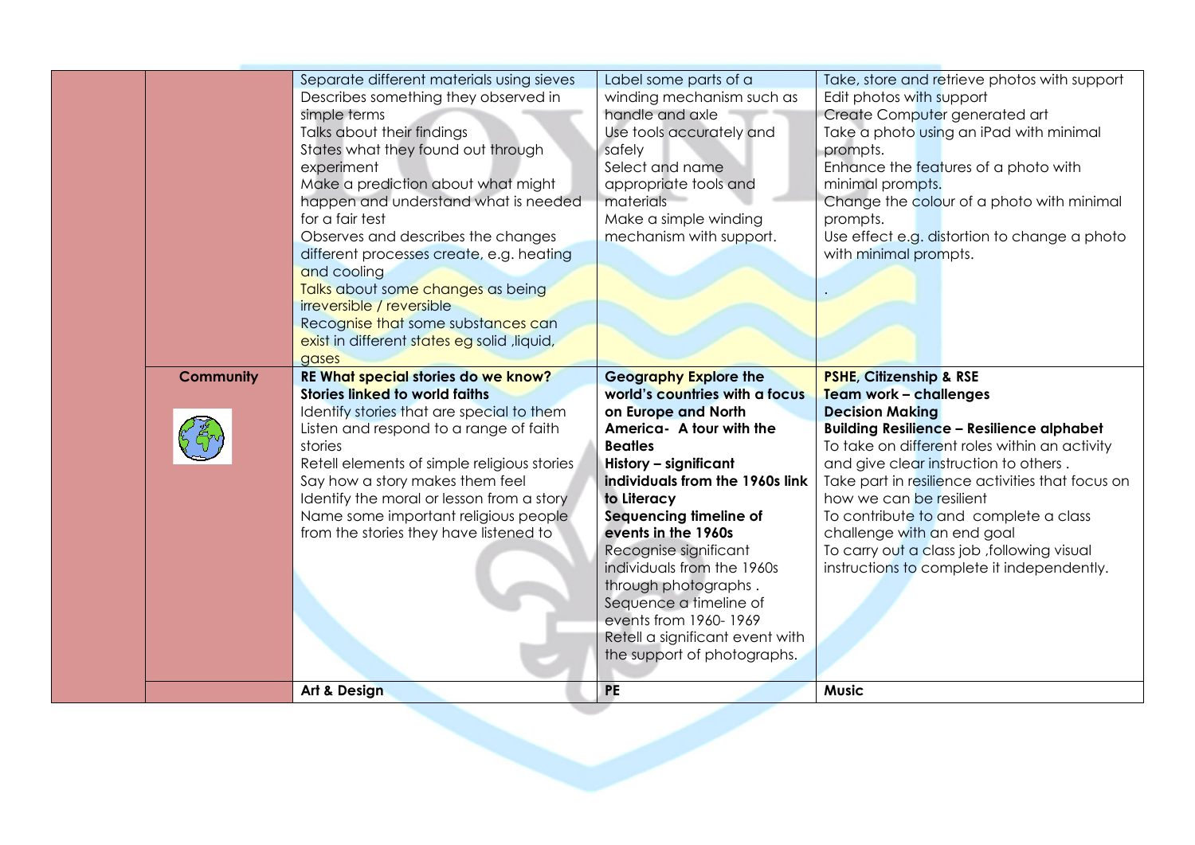| | | | | |
|---|---|---|---|---|
| | | Separate different materials using sieves<br>Describes something they observed in simple terms<br>Talks about their findings<br>States what they found out through experiment<br>Make a prediction about what might happen and understand what is needed for a fair test<br>Observes and describes the changes different processes create, e.g. heating and cooling<br>Talks about some changes as being irreversible / reversible<br>Recognise that some substances can exist in different states eg solid ,liquid, gases | Label some parts of a winding mechanism such as handle and axle<br>Use tools accurately and safely<br>Select and name appropriate tools and materials<br>Make a simple winding mechanism with support. | Take, store and retrieve photos with support<br>Edit photos with support<br>Create Computer generated art<br>Take a photo using an iPad with minimal prompts.<br>Enhance the features of a photo with minimal prompts.<br>Change the colour of a photo with minimal prompts.<br>Use effect e.g. distortion to change a photo with minimal prompts.<br>. |
| | **Community** | **RE What special stories do we know?**<br>**Stories linked to world faiths**<br>Identify stories that are special to them<br>Listen and respond to a range of faith stories<br>Retell elements of simple religious stories<br>Say how a story makes them feel<br>Identify the moral or lesson from a story<br>Name some important religious people from the stories they have listened to | **Geography Explore the world's countries with a focus on Europe and North America- A tour with the Beatles**<br>**History – significant individuals from the 1960s link to Literacy**<br>**Sequencing timeline of events in the 1960s**<br>Recognise significant individuals from the 1960s through photographs .<br>Sequence a timeline of events from 1960- 1969<br>Retell a significant event with the support of photographs. | **PSHE, Citizenship & RSE**<br>**Team work – challenges**<br>**Decision Making**<br>**Building Resilience – Resilience alphabet**<br>To take on different roles within an activity and give clear instruction to others .<br>Take part in resilience activities that focus on how we can be resilient<br>To contribute to and complete a class challenge with an end goal<br>To carry out a class job ,following visual instructions to complete it independently. |
| | | **Art & Design** | **PE** | **Music** |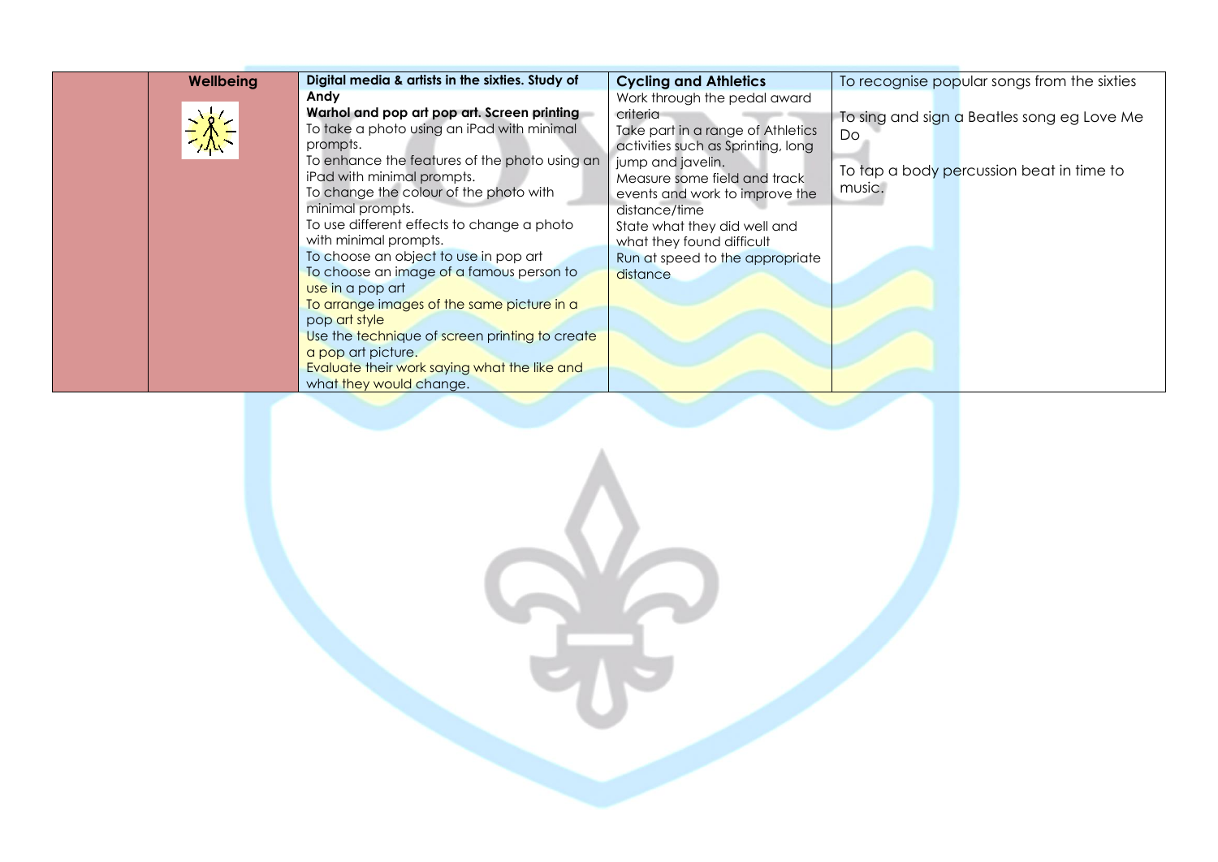| | | | | |
|---|---|---|---|---|
| | **Wellbeing** | **Digital media & artists in the sixties. Study of Andy Warhol and pop art pop art. Screen printing**<br>To take a photo using an iPad with minimal prompts.<br>To enhance the features of the photo using an iPad with minimal prompts.<br>To change the colour of the photo with minimal prompts.<br>To use different effects to change a photo with minimal prompts.<br>To choose an object to use in pop art<br>To choose an image of a famous person to use in a pop art<br>To arrange images of the same picture in a pop art style<br>Use the technique of screen printing to create a pop art picture.<br>Evaluate their work saying what the like and what they would change. | **Cycling and Athletics**<br>Work through the pedal award criteria<br>Take part in a range of Athletics activities such as Sprinting, long jump and javelin.<br>Measure some field and track events and work to improve the distance/time<br>State what they did well and what they found difficult<br>Run at speed to the appropriate distance | To recognise popular songs from the sixties<br><br>To sing and sign a Beatles song eg Love Me Do<br><br>To tap a body percussion beat in time to music. |